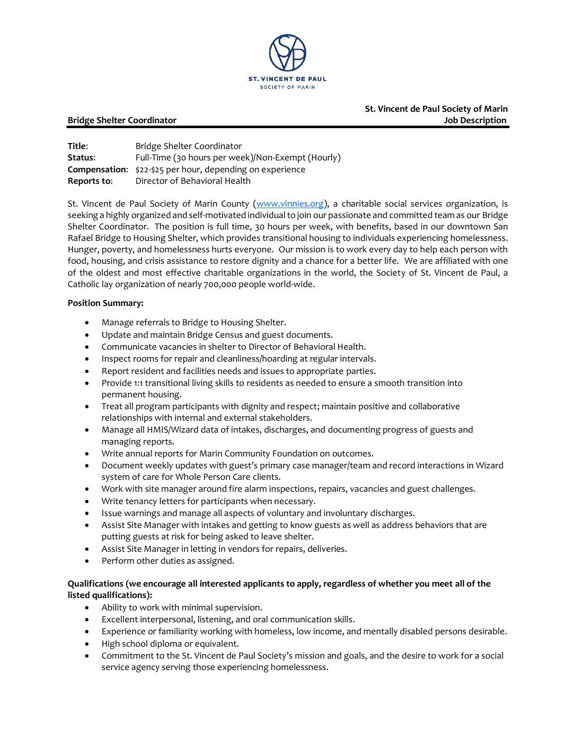ST. VINCENT DE PAUL
SOCIETY OF MARIN

**St. Vincent de Paul Society of Marin**
**Bridge Shelter Coordinator** **Job Description**

**Title**: Bridge Shelter Coordinator
**Status**: Full-Time (30 hours per week)/Non-Exempt (Hourly)
**Compensation**: $22-$25 per hour, depending on experience
**Reports to**: Director of Behavioral Health

St. Vincent de Paul Society of Marin County (www.vinnies.org), a charitable social services organization, is seeking a highly organized and self-motivated individual to join our passionate and committed team as our Bridge Shelter Coordinator. The position is full time, 30 hours per week, with benefits, based in our downtown San Rafael Bridge to Housing Shelter, which provides transitional housing to individuals experiencing homelessness. Hunger, poverty, and homelessness hurts everyone. Our mission is to work every day to help each person with food, housing, and crisis assistance to restore dignity and a chance for a better life. We are affiliated with one of the oldest and most effective charitable organizations in the world, the Society of St. Vincent de Paul, a Catholic lay organization of nearly 700,000 people world-wide.

**Position Summary:**

- Manage referrals to Bridge to Housing Shelter.
- Update and maintain Bridge Census and guest documents.
- Communicate vacancies in shelter to Director of Behavioral Health.
- Inspect rooms for repair and cleanliness/hoarding at regular intervals.
- Report resident and facilities needs and issues to appropriate parties.
- Provide 1:1 transitional living skills to residents as needed to ensure a smooth transition into permanent housing.
- Treat all program participants with dignity and respect; maintain positive and collaborative relationships with internal and external stakeholders.
- Manage all HMIS/Wizard data of intakes, discharges, and documenting progress of guests and managing reports.
- Write annual reports for Marin Community Foundation on outcomes.
- Document weekly updates with guest's primary case manager/team and record interactions in Wizard system of care for Whole Person Care clients.
- Work with site manager around fire alarm inspections, repairs, vacancies and guest challenges.
- Write tenancy letters for participants when necessary.
- Issue warnings and manage all aspects of voluntary and involuntary discharges.
- Assist Site Manager with intakes and getting to know guests as well as address behaviors that are putting guests at risk for being asked to leave shelter.
- Assist Site Manager in letting in vendors for repairs, deliveries.
- Perform other duties as assigned.

**Qualifications (we encourage all interested applicants to apply, regardless of whether you meet all of the listed qualifications):**

- Ability to work with minimal supervision.
- Excellent interpersonal, listening, and oral communication skills.
- Experience or familiarity working with homeless, low income, and mentally disabled persons desirable.
- High school diploma or equivalent.
- Commitment to the St. Vincent de Paul Society's mission and goals, and the desire to work for a social service agency serving those experiencing homelessness.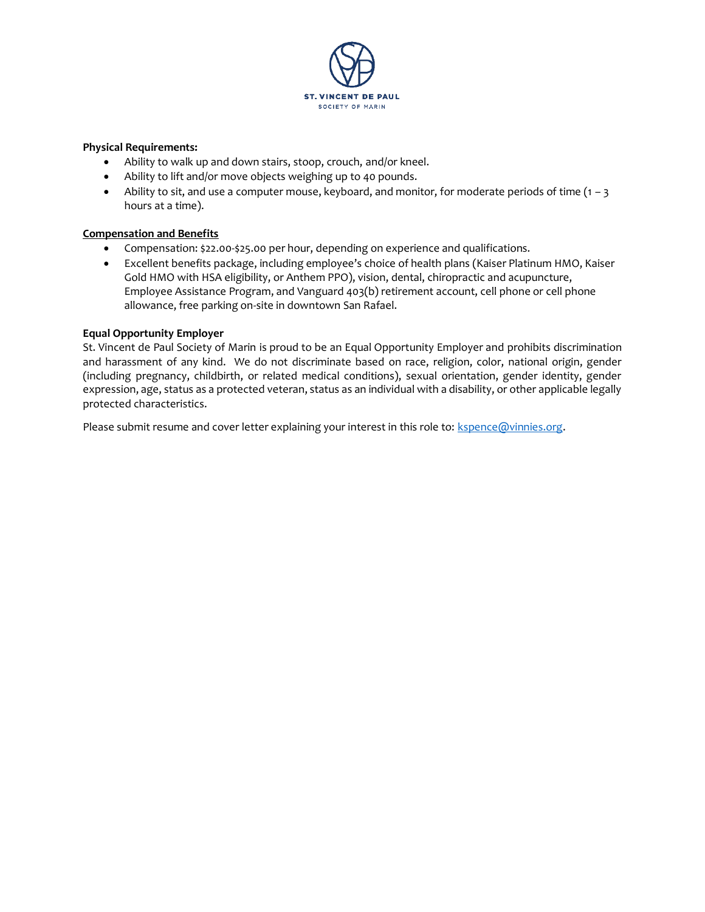**Physical Requirements:**

- Ability to walk up and down stairs, stoop, crouch, and/or kneel.
- Ability to lift and/or move objects weighing up to 40 pounds.
- Ability to sit, and use a computer mouse, keyboard, and monitor, for moderate periods of time (1 – 3 hours at a time).

**Compensation and Benefits**

- Compensation: $22.00-$25.00 per hour, depending on experience and qualifications.
- Excellent benefits package, including employee's choice of health plans (Kaiser Platinum HMO, Kaiser Gold HMO with HSA eligibility, or Anthem PPO), vision, dental, chiropractic and acupuncture, Employee Assistance Program, and Vanguard 403(b) retirement account, cell phone or cell phone allowance, free parking on-site in downtown San Rafael.

**Equal Opportunity Employer**

St. Vincent de Paul Society of Marin is proud to be an Equal Opportunity Employer and prohibits discrimination and harassment of any kind. We do not discriminate based on race, religion, color, national origin, gender (including pregnancy, childbirth, or related medical conditions), sexual orientation, gender identity, gender expression, age, status as a protected veteran, status as an individual with a disability, or other applicable legally protected characteristics.

Please submit resume and cover letter explaining your interest in this role to: kspence@vinnies.org.